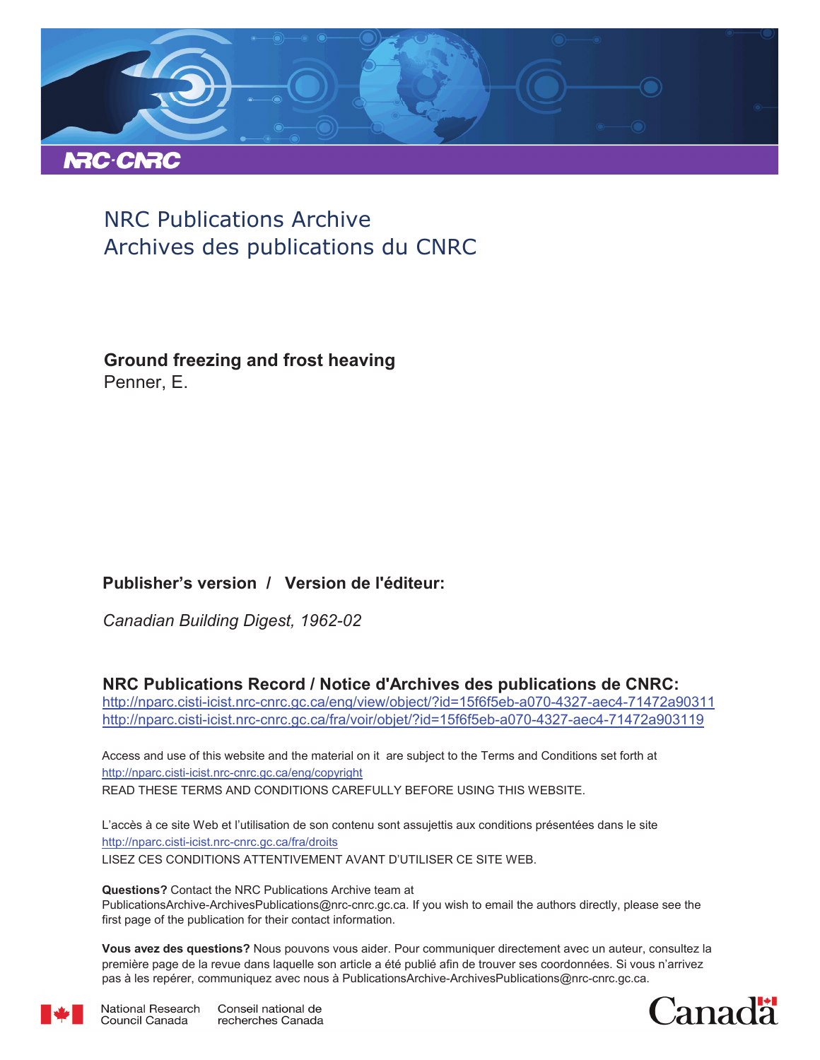NRC Publications Archive
Archives des publications du CNRC

**Ground freezing and frost heaving**
Penner, E.

**Publisher's version / Version de l'éditeur:**

*Canadian Building Digest, 1962-02*

**NRC Publications Record / Notice d'Archives des publications de CNRC:**
http://nparc.cisti-icist.nrc-cnrc.gc.ca/eng/view/object/?id=15f6f5eb-a070-4327-aec4-71472a903119
http://nparc.cisti-icist.nrc-cnrc.gc.ca/fra/voir/objet/?id=15f6f5eb-a070-4327-aec4-71472a903119

Access and use of this website and the material on it are subject to the Terms and Conditions set forth at
http://nparc.cisti-icist.nrc-cnrc.gc.ca/eng/copyright
READ THESE TERMS AND CONDITIONS CAREFULLY BEFORE USING THIS WEBSITE.

L'accès à ce site Web et l'utilisation de son contenu sont assujettis aux conditions présentées dans le site
http://nparc.cisti-icist.nrc-cnrc.gc.ca/fra/droits
LISEZ CES CONDITIONS ATTENTIVEMENT AVANT D'UTILISER CE SITE WEB.

**Questions?** Contact the NRC Publications Archive team at
PublicationsArchive-ArchivesPublications@nrc-cnrc.gc.ca. If you wish to email the authors directly, please see the first page of the publication for their contact information.

**Vous avez des questions?** Nous pouvons vous aider. Pour communiquer directement avec un auteur, consultez la première page de la revue dans laquelle son article a été publié afin de trouver ses coordonnées. Si vous n'arrivez pas à les repérer, communiquez avec nous à PublicationsArchive-ArchivesPublications@nrc-cnrc.gc.ca.

National Research Council Canada | Conseil national de recherches Canada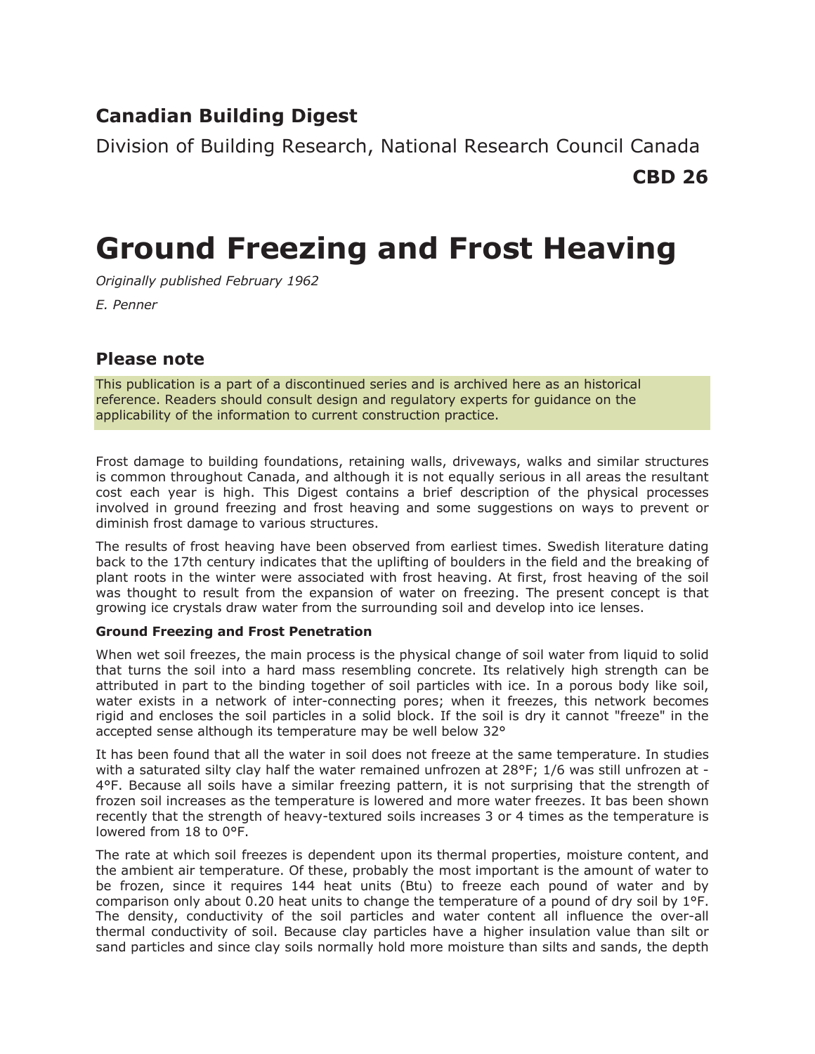## Canadian Building Digest

Division of Building Research, National Research Council Canada

**CBD 26**

# Ground Freezing and Frost Heaving

*Originally published February 1962*

*E. Penner*

### Please note

This publication is a part of a discontinued series and is archived here as an historical reference. Readers should consult design and regulatory experts for guidance on the applicability of the information to current construction practice.

Frost damage to building foundations, retaining walls, driveways, walks and similar structures is common throughout Canada, and although it is not equally serious in all areas the resultant cost each year is high. This Digest contains a brief description of the physical processes involved in ground freezing and frost heaving and some suggestions on ways to prevent or diminish frost damage to various structures.

The results of frost heaving have been observed from earliest times. Swedish literature dating back to the 17th century indicates that the uplifting of boulders in the field and the breaking of plant roots in the winter were associated with frost heaving. At first, frost heaving of the soil was thought to result from the expansion of water on freezing. The present concept is that growing ice crystals draw water from the surrounding soil and develop into ice lenses.

**Ground Freezing and Frost Penetration**

When wet soil freezes, the main process is the physical change of soil water from liquid to solid that turns the soil into a hard mass resembling concrete. Its relatively high strength can be attributed in part to the binding together of soil particles with ice. In a porous body like soil, water exists in a network of inter-connecting pores; when it freezes, this network becomes rigid and encloses the soil particles in a solid block. If the soil is dry it cannot "freeze" in the accepted sense although its temperature may be well below 32°

It has been found that all the water in soil does not freeze at the same temperature. In studies with a saturated silty clay half the water remained unfrozen at 28°F; 1/6 was still unfrozen at -4°F. Because all soils have a similar freezing pattern, it is not surprising that the strength of frozen soil increases as the temperature is lowered and more water freezes. It bas been shown recently that the strength of heavy-textured soils increases 3 or 4 times as the temperature is lowered from 18 to 0°F.

The rate at which soil freezes is dependent upon its thermal properties, moisture content, and the ambient air temperature. Of these, probably the most important is the amount of water to be frozen, since it requires 144 heat units (Btu) to freeze each pound of water and by comparison only about 0.20 heat units to change the temperature of a pound of dry soil by 1°F. The density, conductivity of the soil particles and water content all influence the over-all thermal conductivity of soil. Because clay particles have a higher insulation value than silt or sand particles and since clay soils normally hold more moisture than silts and sands, the depth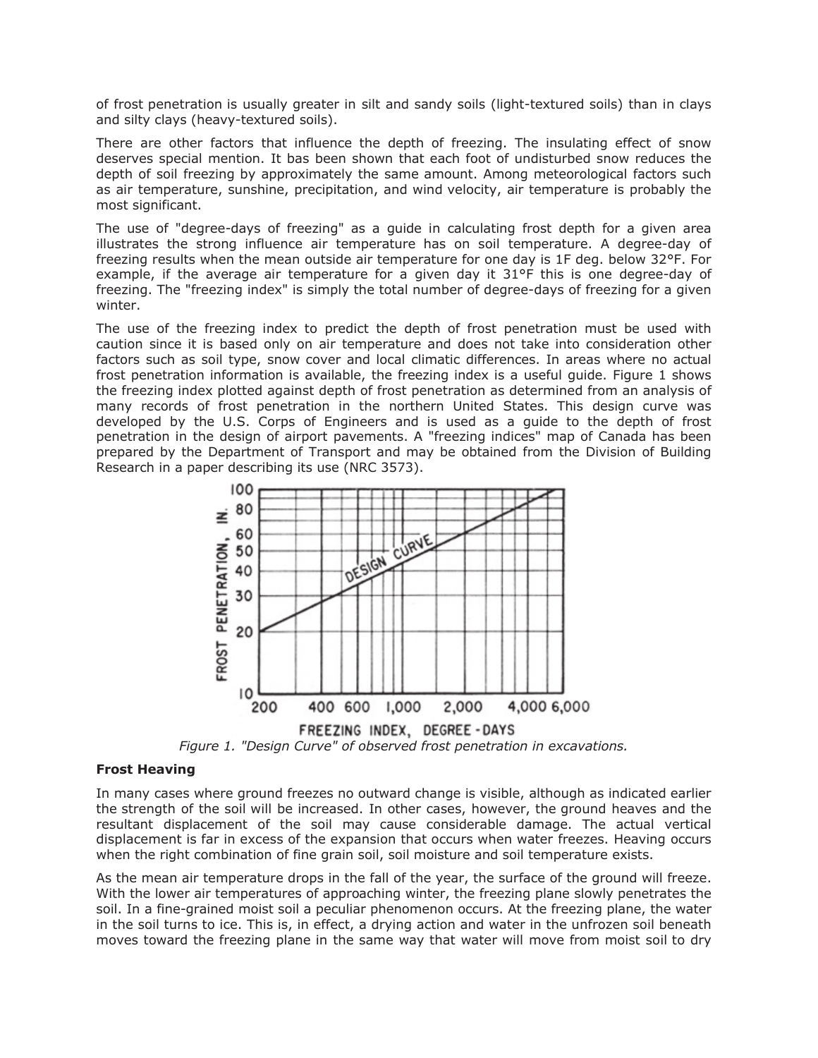of frost penetration is usually greater in silt and sandy soils (light-textured soils) than in clays and silty clays (heavy-textured soils).

There are other factors that influence the depth of freezing. The insulating effect of snow deserves special mention. It bas been shown that each foot of undisturbed snow reduces the depth of soil freezing by approximately the same amount. Among meteorological factors such as air temperature, sunshine, precipitation, and wind velocity, air temperature is probably the most significant.

The use of "degree-days of freezing" as a guide in calculating frost depth for a given area illustrates the strong influence air temperature has on soil temperature. A degree-day of freezing results when the mean outside air temperature for one day is 1F deg. below 32°F. For example, if the average air temperature for a given day it 31°F this is one degree-day of freezing. The "freezing index" is simply the total number of degree-days of freezing for a given winter.

The use of the freezing index to predict the depth of frost penetration must be used with caution since it is based only on air temperature and does not take into consideration other factors such as soil type, snow cover and local climatic differences. In areas where no actual frost penetration information is available, the freezing index is a useful guide. Figure 1 shows the freezing index plotted against depth of frost penetration as determined from an analysis of many records of frost penetration in the northern United States. This design curve was developed by the U.S. Corps of Engineers and is used as a guide to the depth of frost penetration in the design of airport pavements. A "freezing indices" map of Canada has been prepared by the Department of Transport and may be obtained from the Division of Building Research in a paper describing its use (NRC 3573).

*Figure 1. "Design Curve" of observed frost penetration in excavations.*

### Frost Heaving

In many cases where ground freezes no outward change is visible, although as indicated earlier the strength of the soil will be increased. In other cases, however, the ground heaves and the resultant displacement of the soil may cause considerable damage. The actual vertical displacement is far in excess of the expansion that occurs when water freezes. Heaving occurs when the right combination of fine grain soil, soil moisture and soil temperature exists.

As the mean air temperature drops in the fall of the year, the surface of the ground will freeze. With the lower air temperatures of approaching winter, the freezing plane slowly penetrates the soil. In a fine-grained moist soil a peculiar phenomenon occurs. At the freezing plane, the water in the soil turns to ice. This is, in effect, a drying action and water in the unfrozen soil beneath moves toward the freezing plane in the same way that water will move from moist soil to dry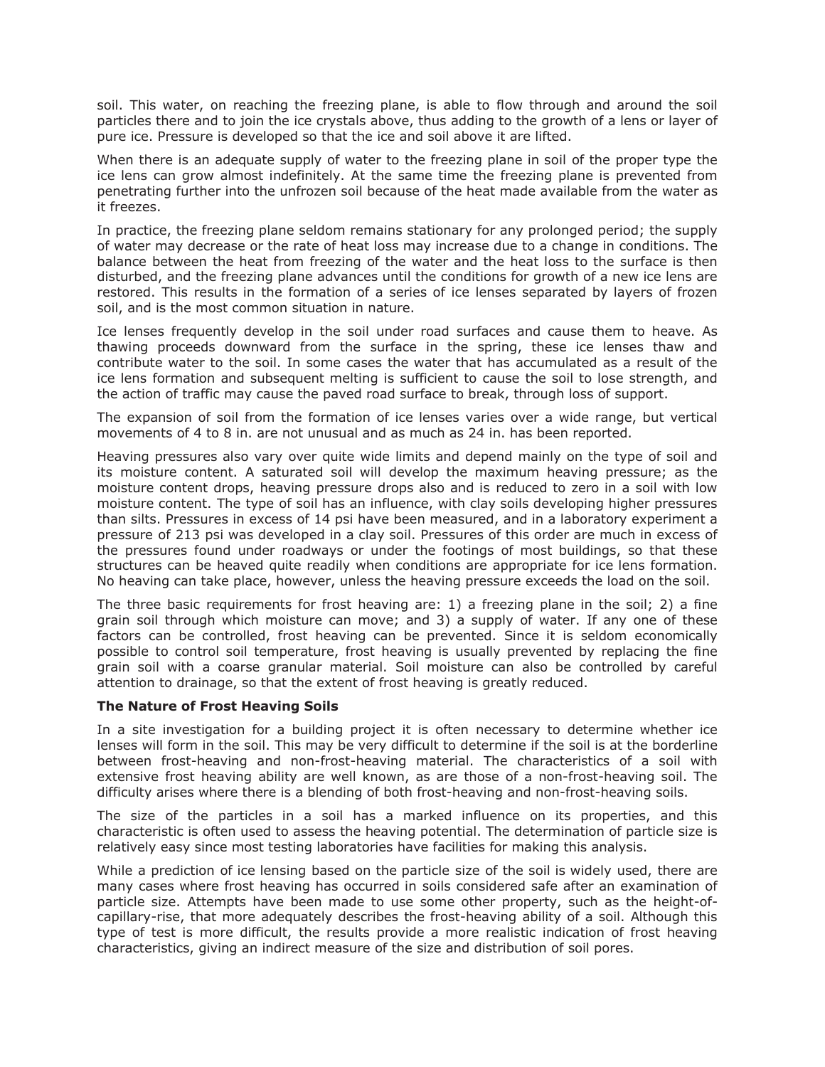soil. This water, on reaching the freezing plane, is able to flow through and around the soil particles there and to join the ice crystals above, thus adding to the growth of a lens or layer of pure ice. Pressure is developed so that the ice and soil above it are lifted.

When there is an adequate supply of water to the freezing plane in soil of the proper type the ice lens can grow almost indefinitely. At the same time the freezing plane is prevented from penetrating further into the unfrozen soil because of the heat made available from the water as it freezes.

In practice, the freezing plane seldom remains stationary for any prolonged period; the supply of water may decrease or the rate of heat loss may increase due to a change in conditions. The balance between the heat from freezing of the water and the heat loss to the surface is then disturbed, and the freezing plane advances until the conditions for growth of a new ice lens are restored. This results in the formation of a series of ice lenses separated by layers of frozen soil, and is the most common situation in nature.

Ice lenses frequently develop in the soil under road surfaces and cause them to heave. As thawing proceeds downward from the surface in the spring, these ice lenses thaw and contribute water to the soil. In some cases the water that has accumulated as a result of the ice lens formation and subsequent melting is sufficient to cause the soil to lose strength, and the action of traffic may cause the paved road surface to break, through loss of support.

The expansion of soil from the formation of ice lenses varies over a wide range, but vertical movements of 4 to 8 in. are not unusual and as much as 24 in. has been reported.

Heaving pressures also vary over quite wide limits and depend mainly on the type of soil and its moisture content. A saturated soil will develop the maximum heaving pressure; as the moisture content drops, heaving pressure drops also and is reduced to zero in a soil with low moisture content. The type of soil has an influence, with clay soils developing higher pressures than silts. Pressures in excess of 14 psi have been measured, and in a laboratory experiment a pressure of 213 psi was developed in a clay soil. Pressures of this order are much in excess of the pressures found under roadways or under the footings of most buildings, so that these structures can be heaved quite readily when conditions are appropriate for ice lens formation. No heaving can take place, however, unless the heaving pressure exceeds the load on the soil.

The three basic requirements for frost heaving are: 1) a freezing plane in the soil; 2) a fine grain soil through which moisture can move; and 3) a supply of water. If any one of these factors can be controlled, frost heaving can be prevented. Since it is seldom economically possible to control soil temperature, frost heaving is usually prevented by replacing the fine grain soil with a coarse granular material. Soil moisture can also be controlled by careful attention to drainage, so that the extent of frost heaving is greatly reduced.

**The Nature of Frost Heaving Soils**

In a site investigation for a building project it is often necessary to determine whether ice lenses will form in the soil. This may be very difficult to determine if the soil is at the borderline between frost-heaving and non-frost-heaving material. The characteristics of a soil with extensive frost heaving ability are well known, as are those of a non-frost-heaving soil. The difficulty arises where there is a blending of both frost-heaving and non-frost-heaving soils.

The size of the particles in a soil has a marked influence on its properties, and this characteristic is often used to assess the heaving potential. The determination of particle size is relatively easy since most testing laboratories have facilities for making this analysis.

While a prediction of ice lensing based on the particle size of the soil is widely used, there are many cases where frost heaving has occurred in soils considered safe after an examination of particle size. Attempts have been made to use some other property, such as the height-of-capillary-rise, that more adequately describes the frost-heaving ability of a soil. Although this type of test is more difficult, the results provide a more realistic indication of frost heaving characteristics, giving an indirect measure of the size and distribution of soil pores.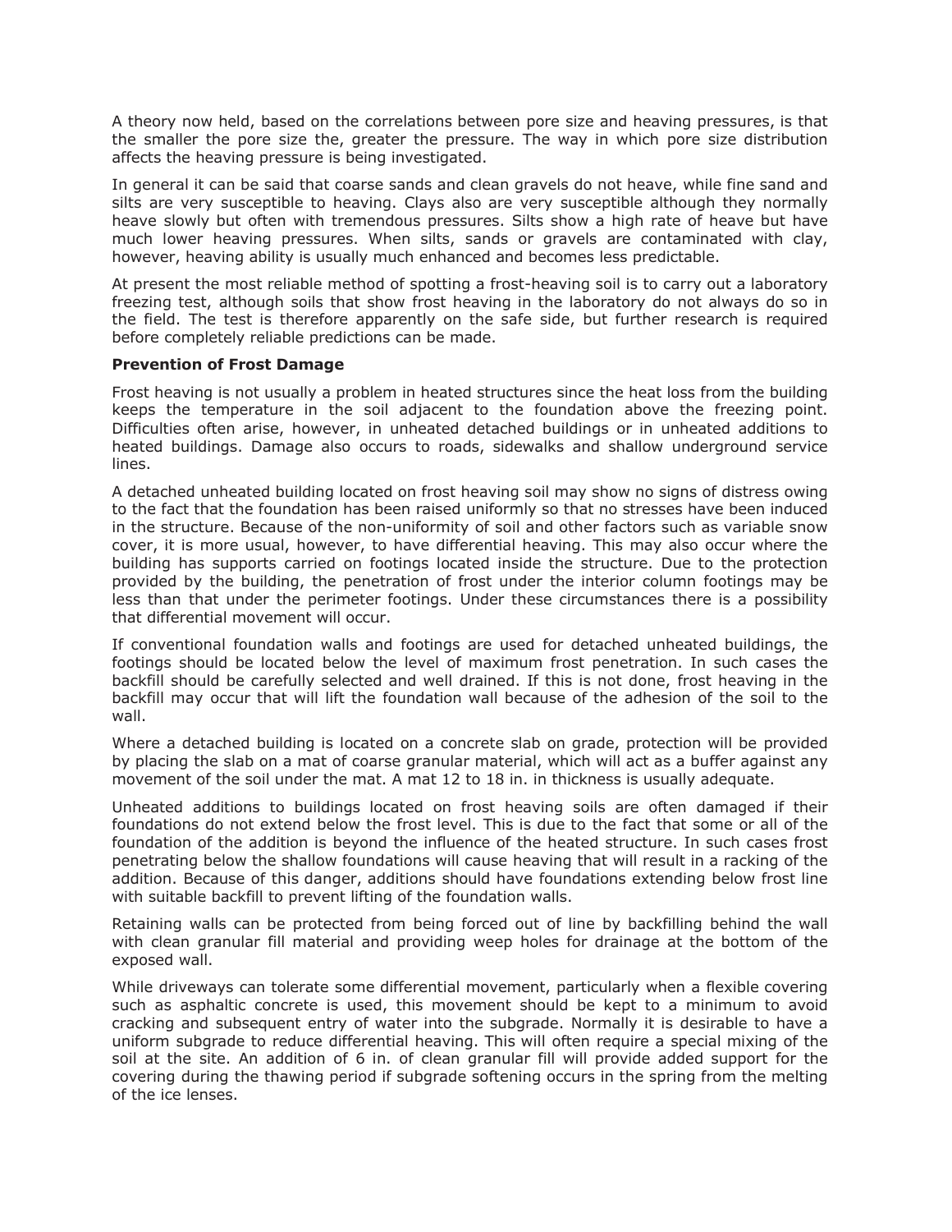A theory now held, based on the correlations between pore size and heaving pressures, is that the smaller the pore size the, greater the pressure. The way in which pore size distribution affects the heaving pressure is being investigated.

In general it can be said that coarse sands and clean gravels do not heave, while fine sand and silts are very susceptible to heaving. Clays also are very susceptible although they normally heave slowly but often with tremendous pressures. Silts show a high rate of heave but have much lower heaving pressures. When silts, sands or gravels are contaminated with clay, however, heaving ability is usually much enhanced and becomes less predictable.

At present the most reliable method of spotting a frost-heaving soil is to carry out a laboratory freezing test, although soils that show frost heaving in the laboratory do not always do so in the field. The test is therefore apparently on the safe side, but further research is required before completely reliable predictions can be made.

**Prevention of Frost Damage**

Frost heaving is not usually a problem in heated structures since the heat loss from the building keeps the temperature in the soil adjacent to the foundation above the freezing point. Difficulties often arise, however, in unheated detached buildings or in unheated additions to heated buildings. Damage also occurs to roads, sidewalks and shallow underground service lines.

A detached unheated building located on frost heaving soil may show no signs of distress owing to the fact that the foundation has been raised uniformly so that no stresses have been induced in the structure. Because of the non-uniformity of soil and other factors such as variable snow cover, it is more usual, however, to have differential heaving. This may also occur where the building has supports carried on footings located inside the structure. Due to the protection provided by the building, the penetration of frost under the interior column footings may be less than that under the perimeter footings. Under these circumstances there is a possibility that differential movement will occur.

If conventional foundation walls and footings are used for detached unheated buildings, the footings should be located below the level of maximum frost penetration. In such cases the backfill should be carefully selected and well drained. If this is not done, frost heaving in the backfill may occur that will lift the foundation wall because of the adhesion of the soil to the wall.

Where a detached building is located on a concrete slab on grade, protection will be provided by placing the slab on a mat of coarse granular material, which will act as a buffer against any movement of the soil under the mat. A mat 12 to 18 in. in thickness is usually adequate.

Unheated additions to buildings located on frost heaving soils are often damaged if their foundations do not extend below the frost level. This is due to the fact that some or all of the foundation of the addition is beyond the influence of the heated structure. In such cases frost penetrating below the shallow foundations will cause heaving that will result in a racking of the addition. Because of this danger, additions should have foundations extending below frost line with suitable backfill to prevent lifting of the foundation walls.

Retaining walls can be protected from being forced out of line by backfilling behind the wall with clean granular fill material and providing weep holes for drainage at the bottom of the exposed wall.

While driveways can tolerate some differential movement, particularly when a flexible covering such as asphaltic concrete is used, this movement should be kept to a minimum to avoid cracking and subsequent entry of water into the subgrade. Normally it is desirable to have a uniform subgrade to reduce differential heaving. This will often require a special mixing of the soil at the site. An addition of 6 in. of clean granular fill will provide added support for the covering during the thawing period if subgrade softening occurs in the spring from the melting of the ice lenses.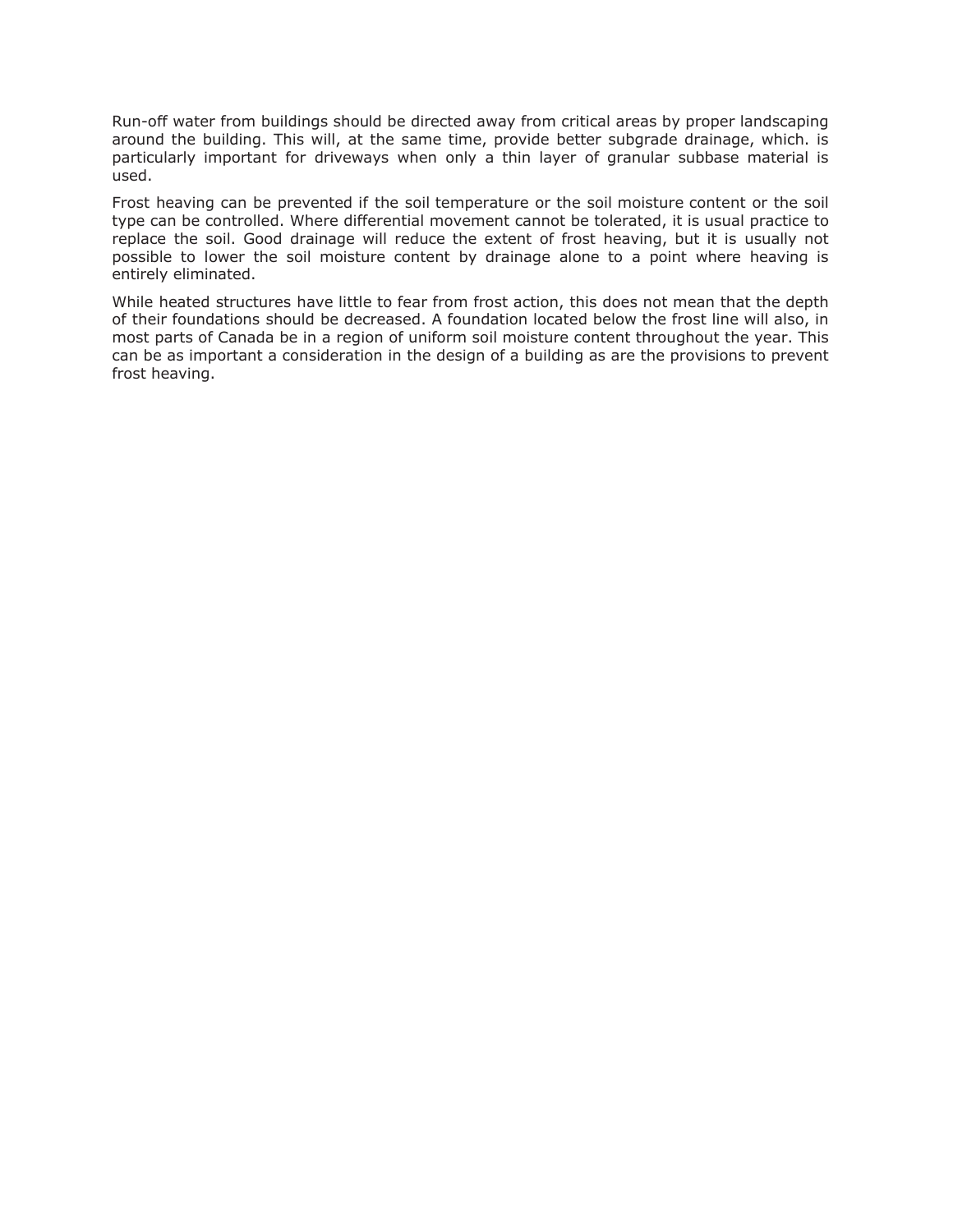Run-off water from buildings should be directed away from critical areas by proper landscaping around the building. This will, at the same time, provide better subgrade drainage, which. is particularly important for driveways when only a thin layer of granular subbase material is used.

Frost heaving can be prevented if the soil temperature or the soil moisture content or the soil type can be controlled. Where differential movement cannot be tolerated, it is usual practice to replace the soil. Good drainage will reduce the extent of frost heaving, but it is usually not possible to lower the soil moisture content by drainage alone to a point where heaving is entirely eliminated.

While heated structures have little to fear from frost action, this does not mean that the depth of their foundations should be decreased. A foundation located below the frost line will also, in most parts of Canada be in a region of uniform soil moisture content throughout the year. This can be as important a consideration in the design of a building as are the provisions to prevent frost heaving.